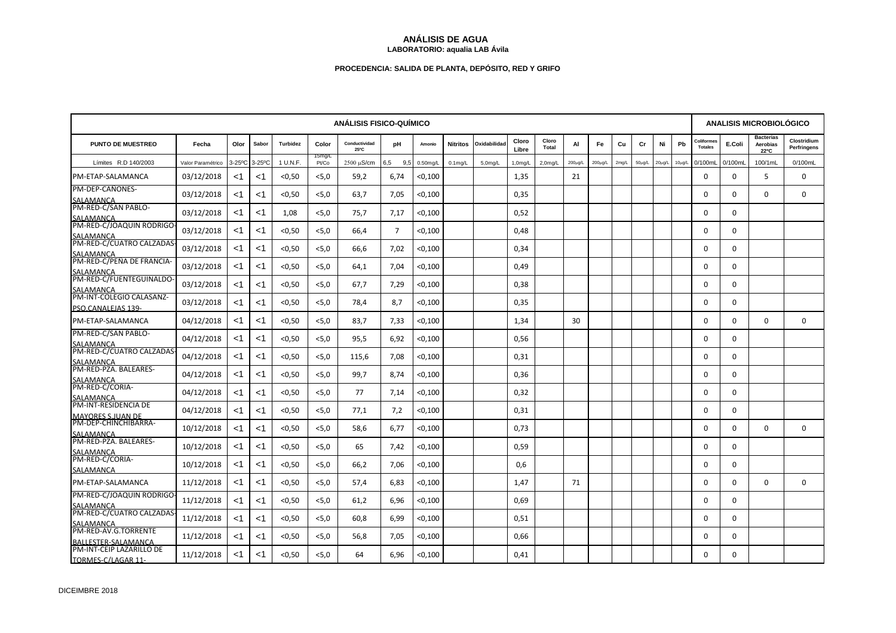# ANÁLISIS DE AGUA

**LABORATORIO: aqualia LAB Ávila**

**PROCEDENCIA: SALIDA DE PLANTA, DEPÓSITO, RED Y GRIFO**

| ANÁLISIS FISICO-QUÍMICO | | | | | | | | | | | | | | | | | | | | | ANALISIS MICROBIOLÓGICO | | | |
|---|---|---|---|---|---|---|---|---|---|---|---|---|---|---|---|---|---|---|---|---|---|---|---|---|
| PUNTO DE MUESTREO | Fecha | Olor | Sabor | Turbidez | Color | Conductividad 25ºC | pH | Amonio | Nitritos | Oxidabilidad | Cloro Libre | Cloro Total | Al | Fe | Cu | Cr | Ni | Pb | Coliformes Totales | E.Coli | Bacterias Aerobias 22ºC | Clostridium Perfringens |
| Límites R.D 140/2003 | Valor Paramétrico | 3-25ºC | 3-25ºC | 1 U.N.F. | 15mg/L Pt/Co | 2500 µS/cm | 6,5 9,5 | 0.50mg/L | 0.1mg/L | 5,0mg/L | 1,0mg/L | 2,0mg/L | 200µg/L | 200µg/L | 2mg/L | 50µg/L | 20µg/L | 10µg/L | 0/100mL | 0/100mL | 100/1mL | 0/100mL |
| PM-ETAP-SALAMANCA | 03/12/2018 | <1 | <1 | <0,50 | <5,0 | 59,2 | 6,74 | <0,100 | | | 1,35 | | 21 | | | | | | 0 | 0 | 5 | 0 |
| PM-DEP-CAÑONES-SALAMANCA | 03/12/2018 | <1 | <1 | <0,50 | <5,0 | 63,7 | 7,05 | <0,100 | | | 0,35 | | | | | | | | 0 | 0 | 0 | 0 |
| PM-RED-C/SAN PABLO-SALAMANCA | 03/12/2018 | <1 | <1 | 1,08 | <5,0 | 75,7 | 7,17 | <0,100 | | | 0,52 | | | | | | | | 0 | 0 | | |
| PM-RED-C/JOAQUIN RODRIGO-SALAMANCA | 03/12/2018 | <1 | <1 | <0,50 | <5,0 | 66,4 | 7 | <0,100 | | | 0,48 | | | | | | | | 0 | 0 | | |
| PM-RED-C/CUATRO CALZADAS-SALAMANCA | 03/12/2018 | <1 | <1 | <0,50 | <5,0 | 66,6 | 7,02 | <0,100 | | | 0,34 | | | | | | | | 0 | 0 | | |
| PM-RED-C/PEÑA DE FRANCIA-SALAMANCA | 03/12/2018 | <1 | <1 | <0,50 | <5,0 | 64,1 | 7,04 | <0,100 | | | 0,49 | | | | | | | | 0 | 0 | | |
| PM-RED-C/FUENTEGUINALDO-SALAMANCA | 03/12/2018 | <1 | <1 | <0,50 | <5,0 | 67,7 | 7,29 | <0,100 | | | 0,38 | | | | | | | | 0 | 0 | | |
| PM-INT-COLEGIO CALASANZ-PSO.CANALEJAS 139- | 03/12/2018 | <1 | <1 | <0,50 | <5,0 | 78,4 | 8,7 | <0,100 | | | 0,35 | | | | | | | | 0 | 0 | | |
| PM-ETAP-SALAMANCA | 04/12/2018 | <1 | <1 | <0,50 | <5,0 | 83,7 | 7,33 | <0,100 | | | 1,34 | | 30 | | | | | | 0 | 0 | 0 | 0 |
| PM-RED-C/SAN PABLO-SALAMANCA | 04/12/2018 | <1 | <1 | <0,50 | <5,0 | 95,5 | 6,92 | <0,100 | | | 0,56 | | | | | | | | 0 | 0 | | |
| PM-RED-C/CUATRO CALZADAS-SALAMANCA | 04/12/2018 | <1 | <1 | <0,50 | <5,0 | 115,6 | 7,08 | <0,100 | | | 0,31 | | | | | | | | 0 | 0 | | |
| PM-RED-PZA. BALEARES-SALAMANCA | 04/12/2018 | <1 | <1 | <0,50 | <5,0 | 99,7 | 8,74 | <0,100 | | | 0,36 | | | | | | | | 0 | 0 | | |
| PM-RED-C/CORIA-SALAMANCA | 04/12/2018 | <1 | <1 | <0,50 | <5,0 | 77 | 7,14 | <0,100 | | | 0,32 | | | | | | | | 0 | 0 | | |
| PM-INT-RESIDENCIA DE MAYORES S.JUAN DE | 04/12/2018 | <1 | <1 | <0,50 | <5,0 | 77,1 | 7,2 | <0,100 | | | 0,31 | | | | | | | | 0 | 0 | | |
| PM-DEP-CHINCHIBARRA-SALAMANCA | 10/12/2018 | <1 | <1 | <0,50 | <5,0 | 58,6 | 6,77 | <0,100 | | | 0,73 | | | | | | | | 0 | 0 | 0 | 0 |
| PM-RED-PZA. BALEARES-SALAMANCA | 10/12/2018 | <1 | <1 | <0,50 | <5,0 | 65 | 7,42 | <0,100 | | | 0,59 | | | | | | | | 0 | 0 | | |
| PM-RED-C/CORIA-SALAMANCA | 10/12/2018 | <1 | <1 | <0,50 | <5,0 | 66,2 | 7,06 | <0,100 | | | 0,6 | | | | | | | | 0 | 0 | | |
| PM-ETAP-SALAMANCA | 11/12/2018 | <1 | <1 | <0,50 | <5,0 | 57,4 | 6,83 | <0,100 | | | 1,47 | | 71 | | | | | | 0 | 0 | 0 | 0 |
| PM-RED-C/JOAQUIN RODRIGO-SALAMANCA | 11/12/2018 | <1 | <1 | <0,50 | <5,0 | 61,2 | 6,96 | <0,100 | | | 0,69 | | | | | | | | 0 | 0 | | |
| PM-RED-C/CUATRO CALZADAS-SALAMANCA | 11/12/2018 | <1 | <1 | <0,50 | <5,0 | 60,8 | 6,99 | <0,100 | | | 0,51 | | | | | | | | 0 | 0 | | |
| PM-RED-AV.G.TORRENTE BALLESTER-SALAMANCA | 11/12/2018 | <1 | <1 | <0,50 | <5,0 | 56,8 | 7,05 | <0,100 | | | 0,66 | | | | | | | | 0 | 0 | | |
| PM-INT-CEIP LAZARILLO DE TORMES-C/LAGAR 11- | 11/12/2018 | <1 | <1 | <0,50 | <5,0 | 64 | 6,96 | <0,100 | | | 0,41 | | | | | | | | 0 | 0 | | |

DICEIMBRE 2018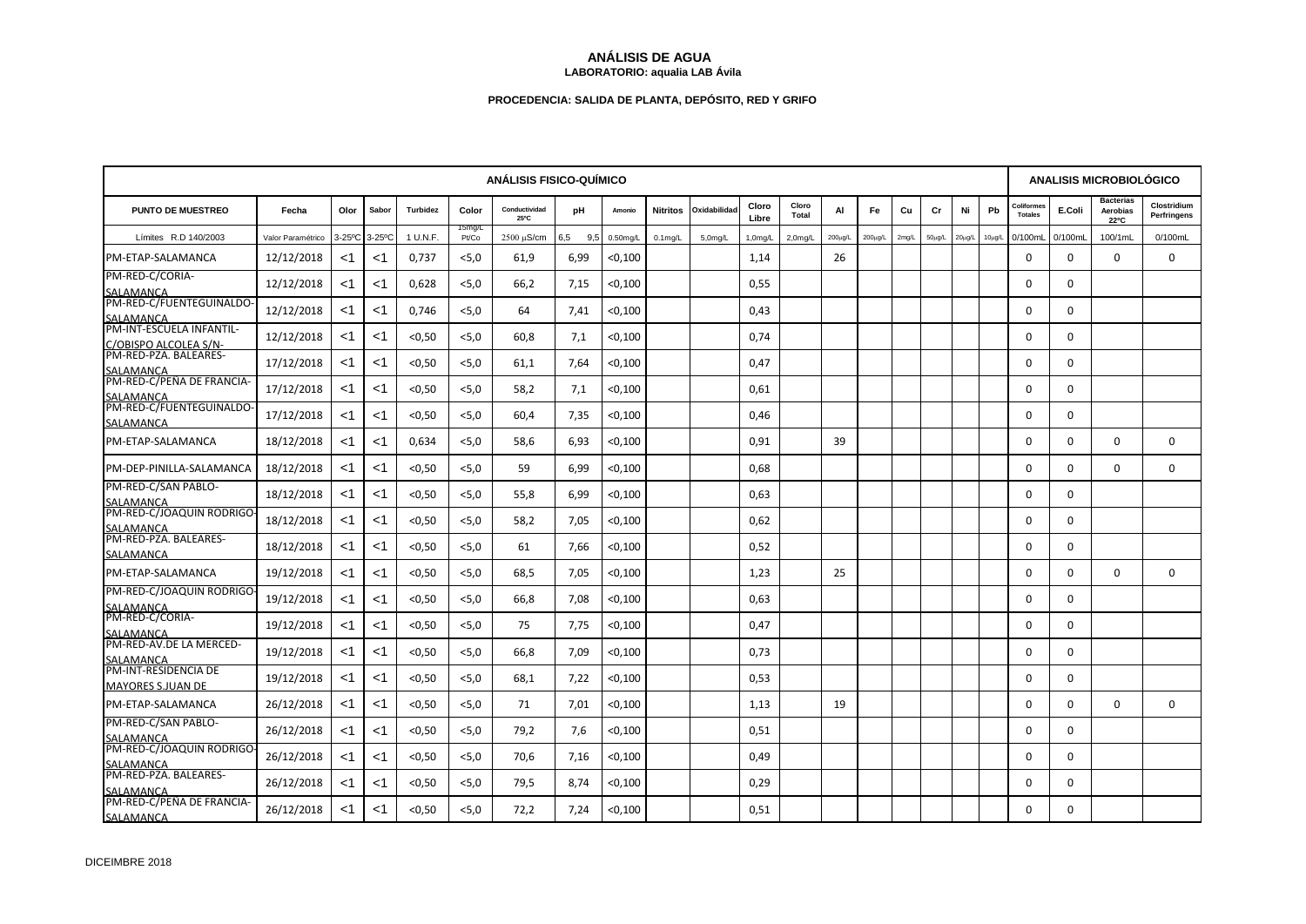# ANÁLISIS DE AGUA

**LABORATORIO: aqualia LAB Ávila**

**PROCEDENCIA: SALIDA DE PLANTA, DEPÓSITO, RED Y GRIFO**

| | | ANÁLISIS FISICO-QUÍMICO | | | | | | | | | | | | | | | | | | ANALISIS MICROBIOLÓGICO | | | |
|---|---|---|---|---|---|---|---|---|---|---|---|---|---|---|---|---|---|---|---|---|---|---|---|
| **PUNTO DE MUESTREO** | **Fecha** | **Olor** | **Sabor** | **Turbidez** | **Color** | **Conductividad 25ºC** | **pH** | **Amonio** | **Nitritos** | **Oxidabilidad** | **Cloro Libre** | **Cloro Total** | **Al** | **Fe** | **Cu** | **Cr** | **Ni** | **Pb** | **Coliformes Totales** | **E.Coli** | **Bacterias Aerobias 22ºC** | **Clostridium Perfringens** |
| Límites R.D 140/2003 | Valor Paramétrico | 3-25ºC | 3-25ºC | 1 U.N.F. | 15mg/L Pt/Co | 2500 µS/cm | 6,5 9,5 | 0.50mg/L | 0.1mg/L | 5,0mg/L | 1,0mg/L | 2,0mg/L | 200µg/L | 200µg/L | 2mg/L | 50µg/L | 20µg/L | 10µg/L | 0/100mL | 0/100mL | 100/1mL | 0/100mL |
| PM-ETAP-SALAMANCA | 12/12/2018 | <1 | <1 | 0,737 | <5,0 | 61,9 | 6,99 | <0,100 | | | 1,14 | | 26 | | | | | | 0 | 0 | 0 | 0 |
| PM-RED-C/CORIA-SALAMANCA | 12/12/2018 | <1 | <1 | 0,628 | <5,0 | 66,2 | 7,15 | <0,100 | | | 0,55 | | | | | | | | 0 | 0 | | |
| PM-RED-C/FUENTEGUINALDO-SALAMANCA | 12/12/2018 | <1 | <1 | 0,746 | <5,0 | 64 | 7,41 | <0,100 | | | 0,43 | | | | | | | | 0 | 0 | | |
| PM-INT-ESCUELA INFANTIL-C/OBISPO ALCOLEA S/N- | 12/12/2018 | <1 | <1 | <0,50 | <5,0 | 60,8 | 7,1 | <0,100 | | | 0,74 | | | | | | | | 0 | 0 | | |
| PM-RED-PZA. BALEARES-SALAMANCA | 17/12/2018 | <1 | <1 | <0,50 | <5,0 | 61,1 | 7,64 | <0,100 | | | 0,47 | | | | | | | | 0 | 0 | | |
| PM-RED-C/PEÑA DE FRANCIA-SALAMANCA | 17/12/2018 | <1 | <1 | <0,50 | <5,0 | 58,2 | 7,1 | <0,100 | | | 0,61 | | | | | | | | 0 | 0 | | |
| PM-RED-C/FUENTEGUINALDO-SALAMANCA | 17/12/2018 | <1 | <1 | <0,50 | <5,0 | 60,4 | 7,35 | <0,100 | | | 0,46 | | | | | | | | 0 | 0 | | |
| PM-ETAP-SALAMANCA | 18/12/2018 | <1 | <1 | 0,634 | <5,0 | 58,6 | 6,93 | <0,100 | | | 0,91 | | 39 | | | | | | 0 | 0 | 0 | 0 |
| PM-DEP-PINILLA-SALAMANCA | 18/12/2018 | <1 | <1 | <0,50 | <5,0 | 59 | 6,99 | <0,100 | | | 0,68 | | | | | | | | 0 | 0 | 0 | 0 |
| PM-RED-C/SAN PABLO-SALAMANCA | 18/12/2018 | <1 | <1 | <0,50 | <5,0 | 55,8 | 6,99 | <0,100 | | | 0,63 | | | | | | | | 0 | 0 | | |
| PM-RED-C/JOAQUIN RODRIGO-SALAMANCA | 18/12/2018 | <1 | <1 | <0,50 | <5,0 | 58,2 | 7,05 | <0,100 | | | 0,62 | | | | | | | | 0 | 0 | | |
| PM-RED-PZA. BALEARES-SALAMANCA | 18/12/2018 | <1 | <1 | <0,50 | <5,0 | 61 | 7,66 | <0,100 | | | 0,52 | | | | | | | | 0 | 0 | | |
| PM-ETAP-SALAMANCA | 19/12/2018 | <1 | <1 | <0,50 | <5,0 | 68,5 | 7,05 | <0,100 | | | 1,23 | | 25 | | | | | | 0 | 0 | 0 | 0 |
| PM-RED-C/JOAQUIN RODRIGO-SALAMANCA | 19/12/2018 | <1 | <1 | <0,50 | <5,0 | 66,8 | 7,08 | <0,100 | | | 0,63 | | | | | | | | 0 | 0 | | |
| PM-RED-C/CORIA-SALAMANCA | 19/12/2018 | <1 | <1 | <0,50 | <5,0 | 75 | 7,75 | <0,100 | | | 0,47 | | | | | | | | 0 | 0 | | |
| PM-RED-AV.DE LA MERCED-SALAMANCA | 19/12/2018 | <1 | <1 | <0,50 | <5,0 | 66,8 | 7,09 | <0,100 | | | 0,73 | | | | | | | | 0 | 0 | | |
| PM-INT-RESIDENCIA DE MAYORES S.JUAN DE | 19/12/2018 | <1 | <1 | <0,50 | <5,0 | 68,1 | 7,22 | <0,100 | | | 0,53 | | | | | | | | 0 | 0 | | |
| PM-ETAP-SALAMANCA | 26/12/2018 | <1 | <1 | <0,50 | <5,0 | 71 | 7,01 | <0,100 | | | 1,13 | | 19 | | | | | | 0 | 0 | 0 | 0 |
| PM-RED-C/SAN PABLO-SALAMANCA | 26/12/2018 | <1 | <1 | <0,50 | <5,0 | 79,2 | 7,6 | <0,100 | | | 0,51 | | | | | | | | 0 | 0 | | |
| PM-RED-C/JOAQUIN RODRIGO-SALAMANCA | 26/12/2018 | <1 | <1 | <0,50 | <5,0 | 70,6 | 7,16 | <0,100 | | | 0,49 | | | | | | | | 0 | 0 | | |
| PM-RED-PZA. BALEARES-SALAMANCA | 26/12/2018 | <1 | <1 | <0,50 | <5,0 | 79,5 | 8,74 | <0,100 | | | 0,29 | | | | | | | | 0 | 0 | | |
| PM-RED-C/PEÑA DE FRANCIA-SALAMANCA | 26/12/2018 | <1 | <1 | <0,50 | <5,0 | 72,2 | 7,24 | <0,100 | | | 0,51 | | | | | | | | 0 | 0 | | |

DICIEMBRE 2018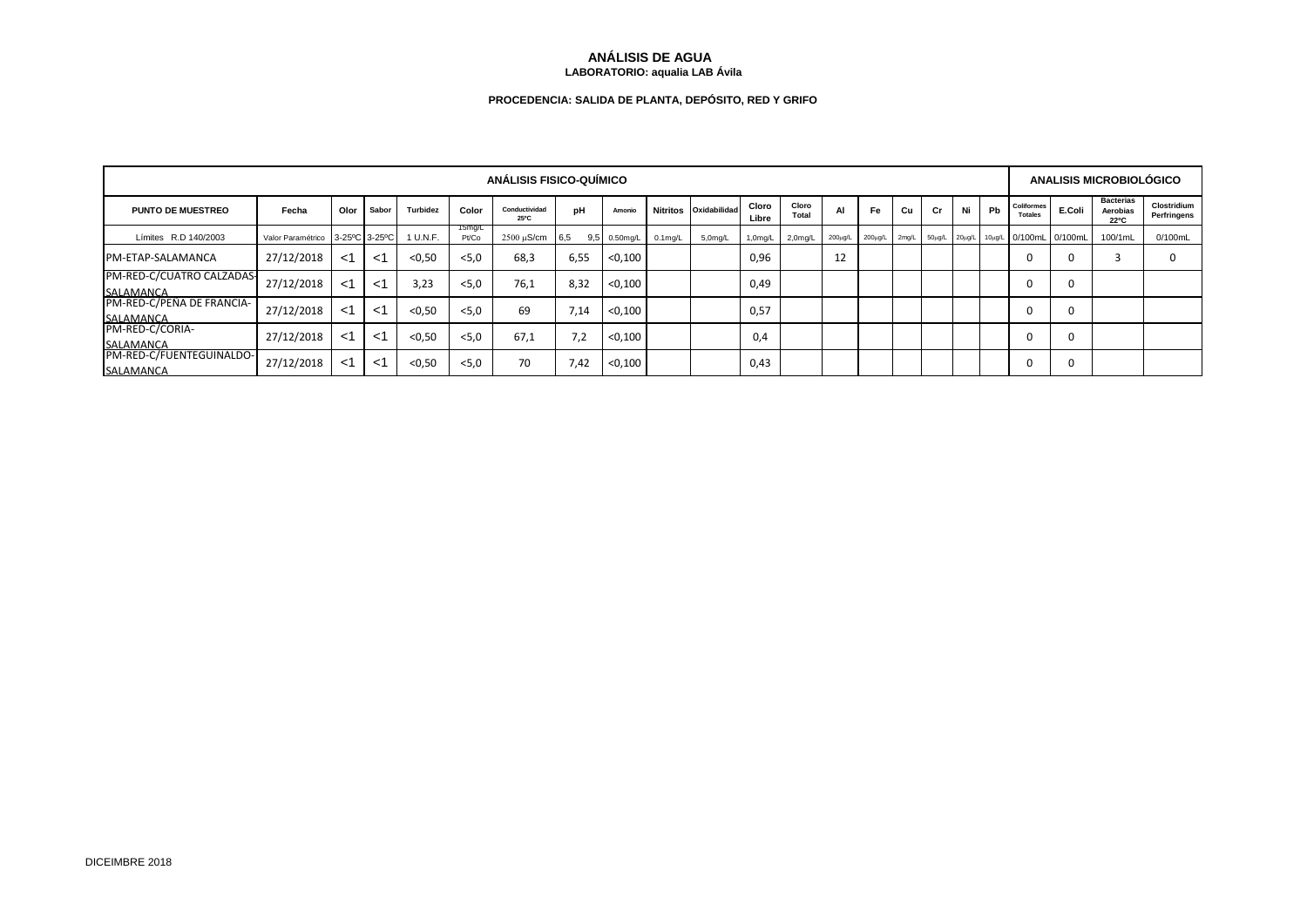### ANÁLISIS DE AGUA
**LABORATORIO: aqualia LAB Ávila**

**PROCEDENCIA: SALIDA DE PLANTA, DEPÓSITO, RED Y GRIFO**

| ANÁLISIS FISICO-QUÍMICO | | | | | | | | | | | | | | | | | | | | ANALISIS MICROBIOLÓGICO | | | |
|---|---|---|---|---|---|---|---|---|---|---|---|---|---|---|---|---|---|---|---|---|---|---|---|
| **PUNTO DE MUESTREO** | **Fecha** | **Olor** | **Sabor** | **Turbidez** | **Color** | **Conductividad 25ºC** | **pH** | **Amonio** | **Nitritos** | **Oxidabilidad** | **Cloro Libre** | **Cloro Total** | **Al** | **Fe** | **Cu** | **Cr** | **Ni** | **Pb** | **Coliformes Totales** | **E.Coli** | **Bacterias Aerobias 22ºC** | **Clostridium Perfringens** |
| Límites R.D 140/2003 | Valor Paramétrico | 3-25ºC | 3-25ºC | 1 U.N.F. | 15mg/L Pt/Co | 2500 µS/cm | 6,5 9,5 | 0.50mg/L | 0.1mg/L | 5,0mg/L | 1,0mg/L | 2,0mg/L | 200µg/L | 200µg/L | 2mg/L | 50µg/L | 20µg/L | 10µg/L | 0/100mL | 0/100mL | 100/1mL | 0/100mL |
| PM-ETAP-SALAMANCA | 27/12/2018 | <1 | <1 | <0,50 | <5,0 | 68,3 | 6,55 | <0,100 | | | 0,96 | | 12 | | | | | | 0 | 0 | 3 | 0 |
| PM-RED-C/CUATRO CALZADAS-SALAMANCA | 27/12/2018 | <1 | <1 | 3,23 | <5,0 | 76,1 | 8,32 | <0,100 | | | 0,49 | | | | | | | | 0 | 0 | | |
| PM-RED-C/PEÑA DE FRANCIA-SALAMANCA | 27/12/2018 | <1 | <1 | <0,50 | <5,0 | 69 | 7,14 | <0,100 | | | 0,57 | | | | | | | | 0 | 0 | | |
| PM-RED-C/CORIA-SALAMANCA | 27/12/2018 | <1 | <1 | <0,50 | <5,0 | 67,1 | 7,2 | <0,100 | | | 0,4 | | | | | | | | 0 | 0 | | |
| PM-RED-C/FUENTEGUINALDO-SALAMANCA | 27/12/2018 | <1 | <1 | <0,50 | <5,0 | 70 | 7,42 | <0,100 | | | 0,43 | | | | | | | | 0 | 0 | | |

DICEIMBRE 2018